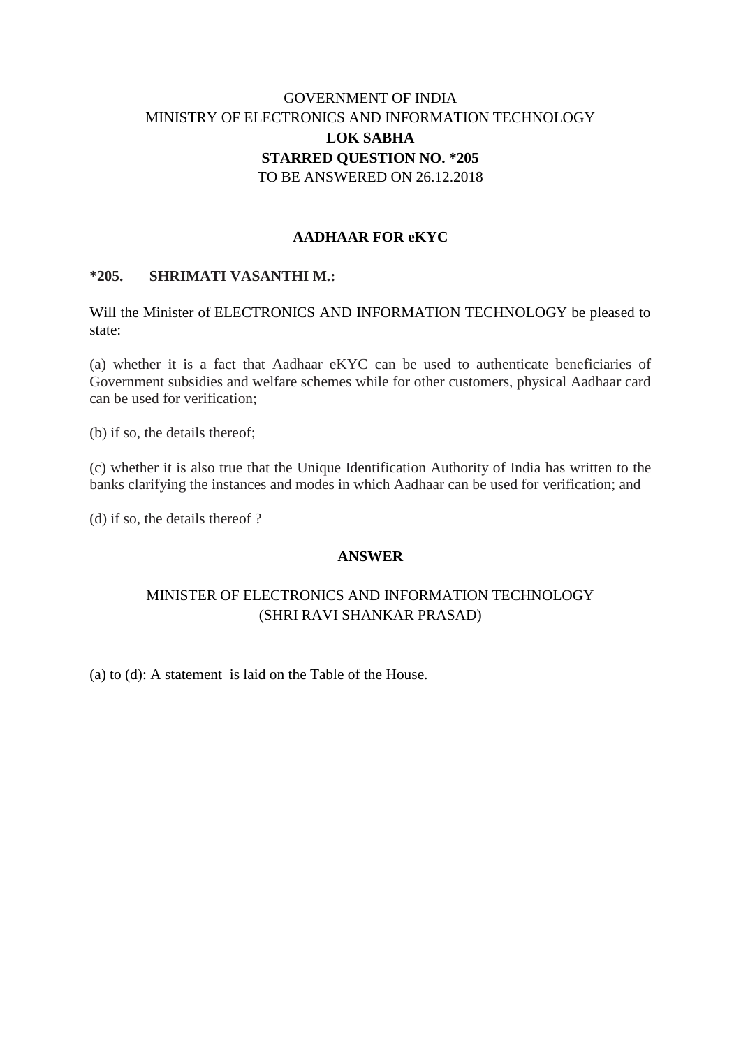GOVERNMENT OF INDIA
MINISTRY OF ELECTRONICS AND INFORMATION TECHNOLOGY
**LOK SABHA**
**STARRED QUESTION NO. *205**
TO BE ANSWERED ON 26.12.2018

**AADHAAR FOR eKYC**

***205. SHRIMATI VASANTHI M.:**

Will the Minister of ELECTRONICS AND INFORMATION TECHNOLOGY be pleased to state:

(a) whether it is a fact that Aadhaar eKYC can be used to authenticate beneficiaries of Government subsidies and welfare schemes while for other customers, physical Aadhaar card can be used for verification;

(b) if so, the details thereof;

(c) whether it is also true that the Unique Identification Authority of India has written to the banks clarifying the instances and modes in which Aadhaar can be used for verification; and

(d) if so, the details thereof ?

**ANSWER**

MINISTER OF ELECTRONICS AND INFORMATION TECHNOLOGY
(SHRI RAVI SHANKAR PRASAD)

(a) to (d): A statement is laid on the Table of the House.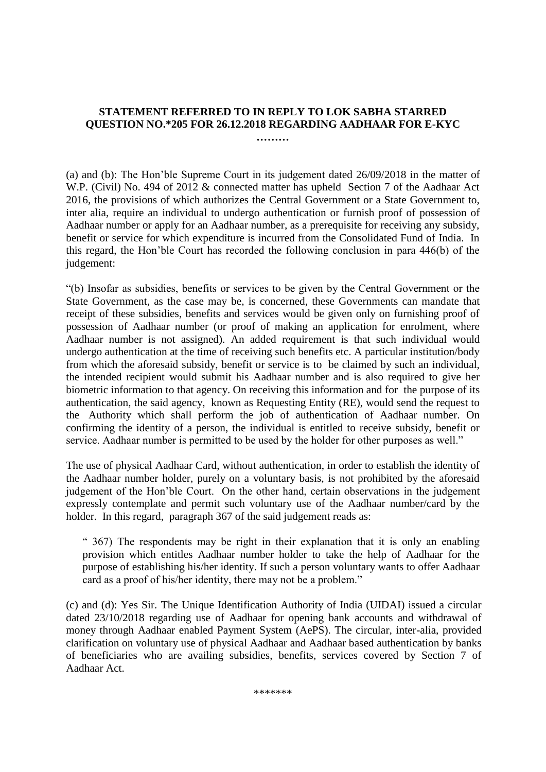**STATEMENT REFERRED TO IN REPLY TO LOK SABHA STARRED QUESTION NO.*205 FOR 26.12.2018 REGARDING AADHAAR FOR E-KYC**

**………**

(a) and (b): The Hon'ble Supreme Court in its judgement dated 26/09/2018 in the matter of W.P. (Civil) No. 494 of 2012 & connected matter has upheld Section 7 of the Aadhaar Act 2016, the provisions of which authorizes the Central Government or a State Government to, inter alia, require an individual to undergo authentication or furnish proof of possession of Aadhaar number or apply for an Aadhaar number, as a prerequisite for receiving any subsidy, benefit or service for which expenditure is incurred from the Consolidated Fund of India. In this regard, the Hon'ble Court has recorded the following conclusion in para 446(b) of the judgement:

"(b) Insofar as subsidies, benefits or services to be given by the Central Government or the State Government, as the case may be, is concerned, these Governments can mandate that receipt of these subsidies, benefits and services would be given only on furnishing proof of possession of Aadhaar number (or proof of making an application for enrolment, where Aadhaar number is not assigned). An added requirement is that such individual would undergo authentication at the time of receiving such benefits etc. A particular institution/body from which the aforesaid subsidy, benefit or service is to be claimed by such an individual, the intended recipient would submit his Aadhaar number and is also required to give her biometric information to that agency. On receiving this information and for the purpose of its authentication, the said agency, known as Requesting Entity (RE), would send the request to the Authority which shall perform the job of authentication of Aadhaar number. On confirming the identity of a person, the individual is entitled to receive subsidy, benefit or service. Aadhaar number is permitted to be used by the holder for other purposes as well."

The use of physical Aadhaar Card, without authentication, in order to establish the identity of the Aadhaar number holder, purely on a voluntary basis, is not prohibited by the aforesaid judgement of the Hon'ble Court. On the other hand, certain observations in the judgement expressly contemplate and permit such voluntary use of the Aadhaar number/card by the holder. In this regard, paragraph 367 of the said judgement reads as:

> " 367) The respondents may be right in their explanation that it is only an enabling provision which entitles Aadhaar number holder to take the help of Aadhaar for the purpose of establishing his/her identity. If such a person voluntary wants to offer Aadhaar card as a proof of his/her identity, there may not be a problem."

(c) and (d): Yes Sir. The Unique Identification Authority of India (UIDAI) issued a circular dated 23/10/2018 regarding use of Aadhaar for opening bank accounts and withdrawal of money through Aadhaar enabled Payment System (AePS). The circular, inter-alia, provided clarification on voluntary use of physical Aadhaar and Aadhaar based authentication by banks of beneficiaries who are availing subsidies, benefits, services covered by Section 7 of Aadhaar Act.

*******